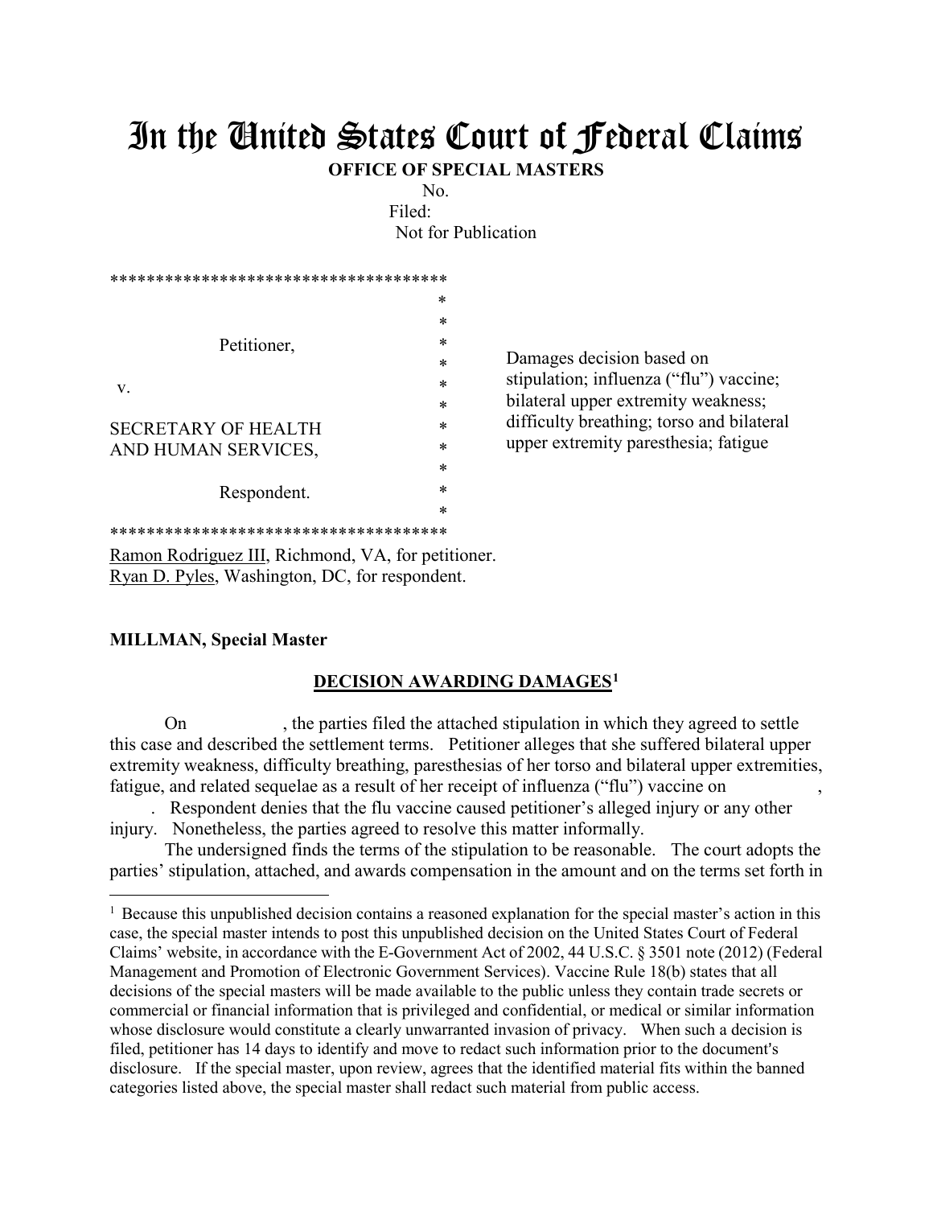# In the United States Court of Federal Claims

**OFFICE OF SPECIAL MASTERS**

No.

Filed:

Not for Publication

```
*************************************
                                    *
                                    *
          Petitioner,               *
                                    *
 v.                                 *
                                    *
SECRETARY OF HEALTH                 *
AND HUMAN SERVICES,                 *
                                    *
          Respondent.               *
                                    *
*************************************
```

Damages decision based on stipulation; influenza ("flu") vaccine; bilateral upper extremity weakness; difficulty breathing; torso and bilateral upper extremity paresthesia; fatigue

Ramon Rodriguez III, Richmond, VA, for petitioner.
Ryan D. Pyles, Washington, DC, for respondent.

**MILLMAN, Special Master**

## DECISION AWARDING DAMAGES[1]

On , the parties filed the attached stipulation in which they agreed to settle this case and described the settlement terms. Petitioner alleges that she suffered bilateral upper extremity weakness, difficulty breathing, paresthesias of her torso and bilateral upper extremities, fatigue, and related sequelae as a result of her receipt of influenza ("flu") vaccine on , . Respondent denies that the flu vaccine caused petitioner's alleged injury or any other injury. Nonetheless, the parties agreed to resolve this matter informally.

The undersigned finds the terms of the stipulation to be reasonable. The court adopts the parties' stipulation, attached, and awards compensation in the amount and on the terms set forth in

[1] Because this unpublished decision contains a reasoned explanation for the special master's action in this case, the special master intends to post this unpublished decision on the United States Court of Federal Claims' website, in accordance with the E-Government Act of 2002, 44 U.S.C. § 3501 note (2012) (Federal Management and Promotion of Electronic Government Services). Vaccine Rule 18(b) states that all decisions of the special masters will be made available to the public unless they contain trade secrets or commercial or financial information that is privileged and confidential, or medical or similar information whose disclosure would constitute a clearly unwarranted invasion of privacy. When such a decision is filed, petitioner has 14 days to identify and move to redact such information prior to the document's disclosure. If the special master, upon review, agrees that the identified material fits within the banned categories listed above, the special master shall redact such material from public access.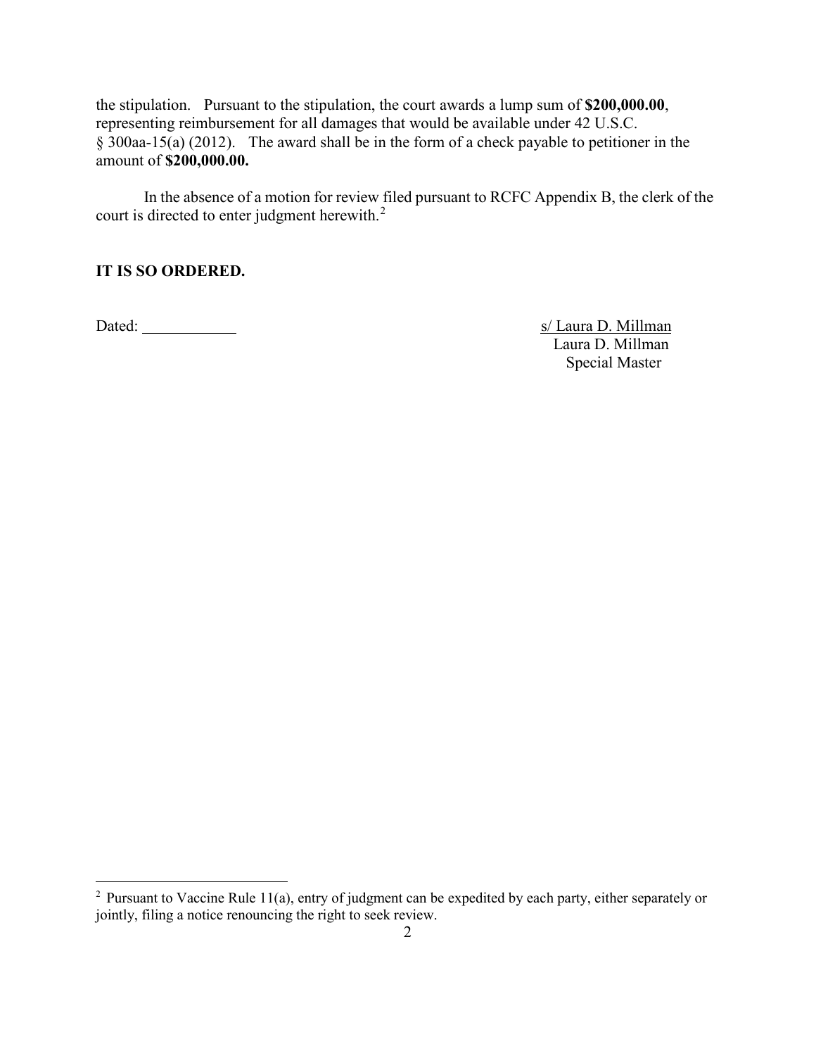the stipulation. Pursuant to the stipulation, the court awards a lump sum of **$200,000.00**, representing reimbursement for all damages that would be available under 42 U.S.C. § 300aa-15(a) (2012). The award shall be in the form of a check payable to petitioner in the amount of **$200,000.00.**

In the absence of a motion for review filed pursuant to RCFC Appendix B, the clerk of the court is directed to enter judgment herewith.[2]

**IT IS SO ORDERED.**

Dated: ____________

s/ Laura D. Millman
Laura D. Millman
Special Master

---

[2] Pursuant to Vaccine Rule 11(a), entry of judgment can be expedited by each party, either separately or jointly, filing a notice renouncing the right to seek review.